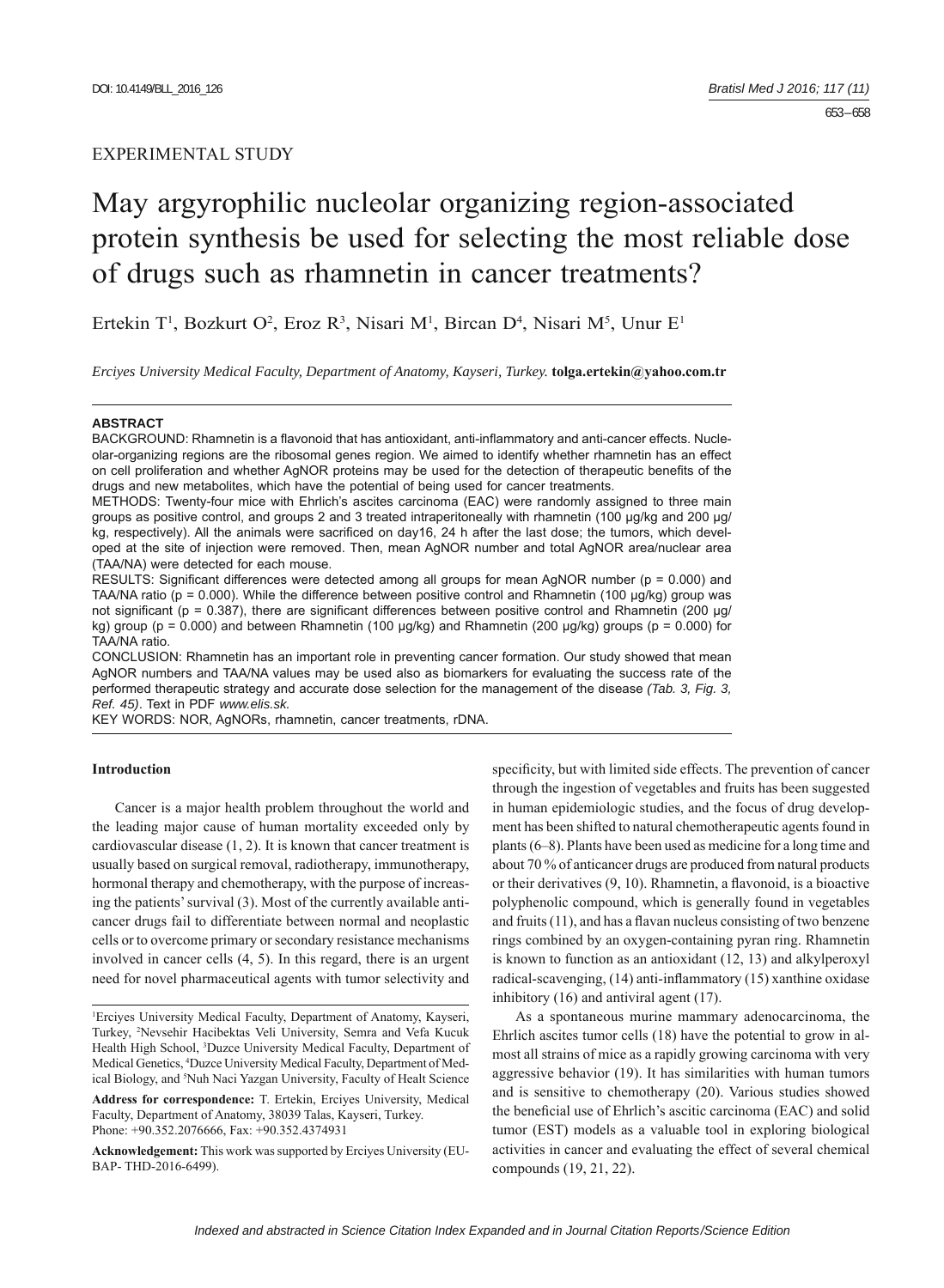EXPERIMENTAL STUDY

# May argyrophilic nucleolar organizing region-associated protein synthesis be used for selecting the most reliable dose of drugs such as rhamnetin in cancer treatments?

Ertekin T[1], Bozkurt O[2], Eroz R[3], Nisari M[1], Bircan D[4], Nisari M[5], Unur E[1]

*Erciyes University Medical Faculty, Department of Anatomy, Kayseri, Turkey.* **tolga.ertekin@yahoo.com.tr**

**ABSTRACT**

BACKGROUND: Rhamnetin is a flavonoid that has antioxidant, anti-inflammatory and anti-cancer effects. Nucleolar-organizing regions are the ribosomal genes region. We aimed to identify whether rhamnetin has an effect on cell proliferation and whether AgNOR proteins may be used for the detection of therapeutic benefits of the drugs and new metabolites, which have the potential of being used for cancer treatments.

METHODS: Twenty-four mice with Ehrlich's ascites carcinoma (EAC) were randomly assigned to three main groups as positive control, and groups 2 and 3 treated intraperitoneally with rhamnetin (100 μg/kg and 200 μg/kg, respectively). All the animals were sacrificed on day16, 24 h after the last dose; the tumors, which developed at the site of injection were removed. Then, mean AgNOR number and total AgNOR area/nuclear area (TAA/NA) were detected for each mouse.

RESULTS: Significant differences were detected among all groups for mean AgNOR number (p = 0.000) and TAA/NA ratio (p = 0.000). While the difference between positive control and Rhamnetin (100 μg/kg) group was not significant (p = 0.387), there are significant differences between positive control and Rhamnetin (200 μg/kg) group (p = 0.000) and between Rhamnetin (100 μg/kg) and Rhamnetin (200 μg/kg) groups (p = 0.000) for TAA/NA ratio.

CONCLUSION: Rhamnetin has an important role in preventing cancer formation. Our study showed that mean AgNOR numbers and TAA/NA values may be used also as biomarkers for evaluating the success rate of the performed therapeutic strategy and accurate dose selection for the management of the disease *(Tab. 3, Fig. 3, Ref. 45)*. Text in PDF *www.elis.sk.*

KEY WORDS: NOR, AgNORs, rhamnetin, cancer treatments, rDNA.

## Introduction

Cancer is a major health problem throughout the world and the leading major cause of human mortality exceeded only by cardiovascular disease (1, 2). It is known that cancer treatment is usually based on surgical removal, radiotherapy, immunotherapy, hormonal therapy and chemotherapy, with the purpose of increasing the patients' survival (3). Most of the currently available anticancer drugs fail to differentiate between normal and neoplastic cells or to overcome primary or secondary resistance mechanisms involved in cancer cells (4, 5). In this regard, there is an urgent need for novel pharmaceutical agents with tumor selectivity and specificity, but with limited side effects. The prevention of cancer through the ingestion of vegetables and fruits has been suggested in human epidemiologic studies, and the focus of drug development has been shifted to natural chemotherapeutic agents found in plants (6–8). Plants have been used as medicine for a long time and about 70 % of anticancer drugs are produced from natural products or their derivatives (9, 10). Rhamnetin, a flavonoid, is a bioactive polyphenolic compound, which is generally found in vegetables and fruits (11), and has a flavan nucleus consisting of two benzene rings combined by an oxygen-containing pyran ring. Rhamnetin is known to function as an antioxidant (12, 13) and alkylperoxyl radical-scavenging, (14) anti-inflammatory (15) xanthine oxidase inhibitory (16) and antiviral agent (17).

As a spontaneous murine mammary adenocarcinoma, the Ehrlich ascites tumor cells (18) have the potential to grow in almost all strains of mice as a rapidly growing carcinoma with very aggressive behavior (19). It has similarities with human tumors and is sensitive to chemotherapy (20). Various studies showed the beneficial use of Ehrlich's ascitic carcinoma (EAC) and solid tumor (EST) models as a valuable tool in exploring biological activities in cancer and evaluating the effect of several chemical compounds (19, 21, 22).

[1]Erciyes University Medical Faculty, Department of Anatomy, Kayseri, Turkey, [2]Nevsehir Hacibektas Veli University, Semra and Vefa Kucuk Health High School, [3]Duzce University Medical Faculty, Department of Medical Genetics, [4]Duzce University Medical Faculty, Department of Medical Biology, and [5]Nuh Naci Yazgan University, Faculty of Healt Science

**Address for correspondence:** T. Ertekin, Erciyes University, Medical Faculty, Department of Anatomy, 38039 Talas, Kayseri, Turkey. Phone: +90.352.2076666, Fax: +90.352.4374931

**Acknowledgement:** This work was supported by Erciyes University (EU-BAP- THD-2016-6499).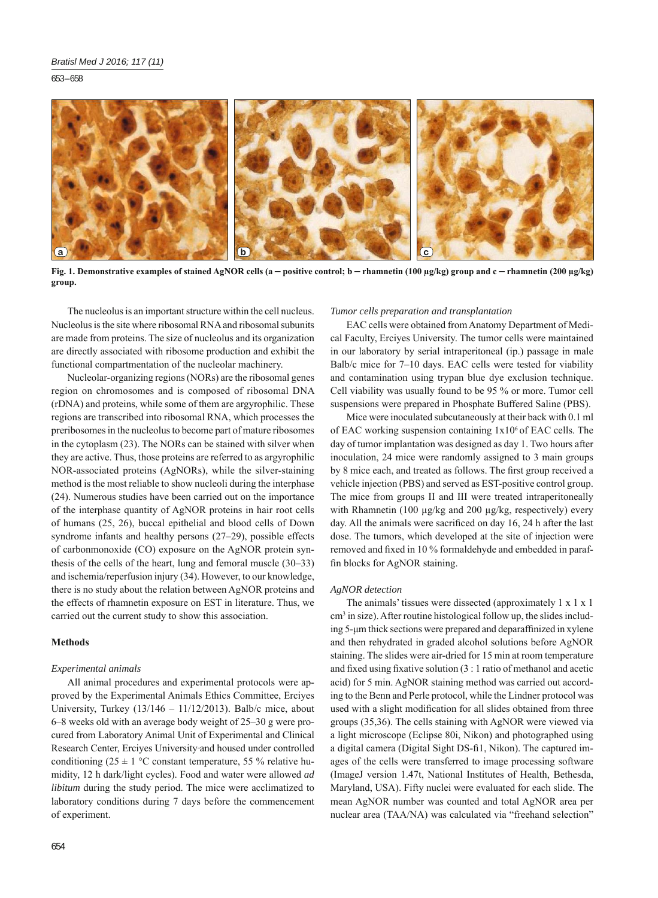**Fig. 1. Demonstrative examples of stained AgNOR cells (a ─ positive control; b ─ rhamnetin (100 µg/kg) group and c ─ rhamnetin (200 µg/kg) group.**

The nucleolus is an important structure within the cell nucleus. Nucleolus is the site where ribosomal RNA and ribosomal subunits are made from proteins. The size of nucleolus and its organization are directly associated with ribosome production and exhibit the functional compartmentation of the nucleolar machinery.

Nucleolar-organizing regions (NORs) are the ribosomal genes region on chromosomes and is composed of ribosomal DNA (rDNA) and proteins, while some of them are argyrophilic. These regions are transcribed into ribosomal RNA, which processes the preribosomes in the nucleolus to become part of mature ribosomes in the cytoplasm (23). The NORs can be stained with silver when they are active. Thus, those proteins are referred to as argyrophilic NOR-associated proteins (AgNORs), while the silver-staining method is the most reliable to show nucleoli during the interphase (24). Numerous studies have been carried out on the importance of the interphase quantity of AgNOR proteins in hair root cells of humans (25, 26), buccal epithelial and blood cells of Down syndrome infants and healthy persons (27–29), possible effects of carbonmonoxide (CO) exposure on the AgNOR protein synthesis of the cells of the heart, lung and femoral muscle (30–33) and ischemia/reperfusion injury (34). However, to our knowledge, there is no study about the relation between AgNOR proteins and the effects of rhamnetin exposure on EST in literature. Thus, we carried out the current study to show this association.

## Methods

### *Experimental animals*

All animal procedures and experimental protocols were approved by the Experimental Animals Ethics Committee, Erciyes University, Turkey (13/146 – 11/12/2013). Balb/c mice, about 6–8 weeks old with an average body weight of 25–30 g were procured from Laboratory Animal Unit of Experimental and Clinical Research Center, Erciyes University and housed under controlled conditioning (25 ± 1 °C constant temperature, 55 % relative humidity, 12 h dark/light cycles). Food and water were allowed *ad libitum* during the study period. The mice were acclimatized to laboratory conditions during 7 days before the commencement of experiment.

### *Tumor cells preparation and transplantation*

EAC cells were obtained from Anatomy Department of Medical Faculty, Erciyes University. The tumor cells were maintained in our laboratory by serial intraperitoneal (ip.) passage in male Balb/c mice for 7–10 days. EAC cells were tested for viability and contamination using trypan blue dye exclusion technique. Cell viability was usually found to be 95 % or more. Tumor cell suspensions were prepared in Phosphate Buffered Saline (PBS).

Mice were inoculated subcutaneously at their back with 0.1 ml of EAC working suspension containing $1 \times 10^6$ of EAC cells. The day of tumor implantation was designed as day 1. Two hours after inoculation, 24 mice were randomly assigned to 3 main groups by 8 mice each, and treated as follows. The first group received a vehicle injection (PBS) and served as EST-positive control group. The mice from groups II and III were treated intraperitoneally with Rhamnetin (100 µg/kg and 200 µg/kg, respectively) every day. All the animals were sacrificed on day 16, 24 h after the last dose. The tumors, which developed at the site of injection were removed and fixed in 10 % formaldehyde and embedded in paraffin blocks for AgNOR staining.

### *AgNOR detection*

The animals' tissues were dissected (approximately 1 x 1 x 1 $cm^3$ in size). After routine histological follow up, the slides including 5-µm thick sections were prepared and deparaffinized in xylene and then rehydrated in graded alcohol solutions before AgNOR staining. The slides were air-dried for 15 min at room temperature and fixed using fixative solution (3 : 1 ratio of methanol and acetic acid) for 5 min. AgNOR staining method was carried out according to the Benn and Perle protocol, while the Lindner protocol was used with a slight modification for all slides obtained from three groups (35,36). The cells staining with AgNOR were viewed via a light microscope (Eclipse 80i, Nikon) and photographed using a digital camera (Digital Sight DS-fi1, Nikon). The captured images of the cells were transferred to image processing software (ImageJ version 1.47t, National Institutes of Health, Bethesda, Maryland, USA). Fifty nuclei were evaluated for each slide. The mean AgNOR number was counted and total AgNOR area per nuclear area (TAA/NA) was calculated via "freehand selection"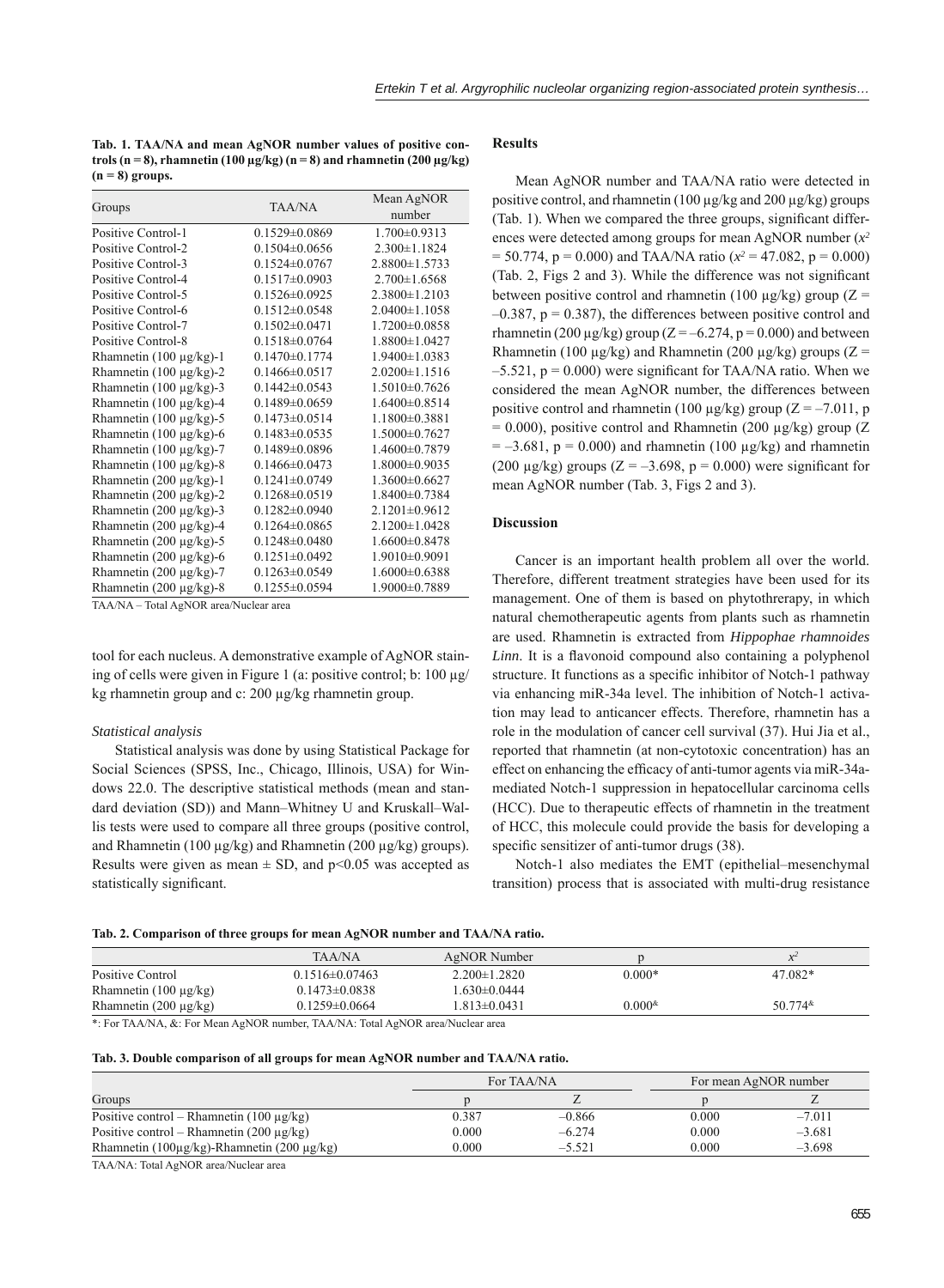**Tab. 1. TAA/NA and mean AgNOR number values of positive controls (n = 8), rhamnetin (100 µg/kg) (n = 8) and rhamnetin (200 µg/kg) (n = 8) groups.**

| Groups | TAA/NA | Mean AgNOR number |
|---|---|---|
| Positive Control-1 | 0.1529±0.0869 | 1.700±0.9313 |
| Positive Control-2 | 0.1504±0.0656 | 2.300±1.1824 |
| Positive Control-3 | 0.1524±0.0767 | 2.8800±1.5733 |
| Positive Control-4 | 0.1517±0.0903 | 2.700±1.6568 |
| Positive Control-5 | 0.1526±0.0925 | 2.3800±1.2103 |
| Positive Control-6 | 0.1512±0.0548 | 2.0400±1.1058 |
| Positive Control-7 | 0.1502±0.0471 | 1.7200±0.0858 |
| Positive Control-8 | 0.1518±0.0764 | 1.8800±1.0427 |
| Rhamnetin (100 µg/kg)-1 | 0.1470±0.1774 | 1.9400±1.0383 |
| Rhamnetin (100 µg/kg)-2 | 0.1466±0.0517 | 2.0200±1.1516 |
| Rhamnetin (100 µg/kg)-3 | 0.1442±0.0543 | 1.5010±0.7626 |
| Rhamnetin (100 µg/kg)-4 | 0.1489±0.0659 | 1.6400±0.8514 |
| Rhamnetin (100 µg/kg)-5 | 0.1473±0.0514 | 1.1800±0.3881 |
| Rhamnetin (100 µg/kg)-6 | 0.1483±0.0535 | 1.5000±0.7627 |
| Rhamnetin (100 µg/kg)-7 | 0.1489±0.0896 | 1.4600±0.7879 |
| Rhamnetin (100 µg/kg)-8 | 0.1466±0.0473 | 1.8000±0.9035 |
| Rhamnetin (200 µg/kg)-1 | 0.1241±0.0749 | 1.3600±0.6627 |
| Rhamnetin (200 µg/kg)-2 | 0.1268±0.0519 | 1.8400±0.7384 |
| Rhamnetin (200 µg/kg)-3 | 0.1282±0.0940 | 2.1201±0.9612 |
| Rhamnetin (200 µg/kg)-4 | 0.1264±0.0865 | 2.1200±1.0428 |
| Rhamnetin (200 µg/kg)-5 | 0.1248±0.0480 | 1.6600±0.8478 |
| Rhamnetin (200 µg/kg)-6 | 0.1251±0.0492 | 1.9010±0.9091 |
| Rhamnetin (200 µg/kg)-7 | 0.1263±0.0549 | 1.6000±0.6388 |
| Rhamnetin (200 µg/kg)-8 | 0.1255±0.0594 | 1.9000±0.7889 |

TAA/NA – Total AgNOR area/Nuclear area

tool for each nucleus. A demonstrative example of AgNOR staining of cells were given in Figure 1 (a: positive control; b: 100 µg/kg rhamnetin group and c: 200 µg/kg rhamnetin group.

*Statistical analysis*

Statistical analysis was done by using Statistical Package for Social Sciences (SPSS, Inc., Chicago, Illinois, USA) for Windows 22.0. The descriptive statistical methods (mean and standard deviation (SD)) and Mann–Whitney U and Kruskall–Wallis tests were used to compare all three groups (positive control, and Rhamnetin (100 µg/kg) and Rhamnetin (200 µg/kg) groups). Results were given as mean ± SD, and $p<0.05$ was accepted as statistically significant.

## Results

Mean AgNOR number and TAA/NA ratio were detected in positive control, and rhamnetin (100 µg/kg and 200 µg/kg) groups (Tab. 1). When we compared the three groups, significant differences were detected among groups for mean AgNOR number ($x^2 = 50.774$, $p = 0.000$) and TAA/NA ratio ($x^2 = 47.082$, $p = 0.000$) (Tab. 2, Figs 2 and 3). While the difference was not significant between positive control and rhamnetin (100 µg/kg) group ($Z = -0.387$, $p = 0.387$), the differences between positive control and rhamnetin (200 µg/kg) group ($Z = -6.274$, $p = 0.000$) and between Rhamnetin (100 µg/kg) and Rhamnetin (200 µg/kg) groups ($Z = -5.521$, $p = 0.000$) were significant for TAA/NA ratio. When we considered the mean AgNOR number, the differences between positive control and rhamnetin (100 µg/kg) group ($Z = -7.011$, $p = 0.000$), positive control and Rhamnetin (200 µg/kg) group ($Z = -3.681$, $p = 0.000$) and rhamnetin (100 µg/kg) and rhamnetin (200 µg/kg) groups ($Z = -3.698$, $p = 0.000$) were significant for mean AgNOR number (Tab. 3, Figs 2 and 3).

## Discussion

Cancer is an important health problem all over the world. Therefore, different treatment strategies have been used for its management. One of them is based on phytothrerapy, in which natural chemotherapeutic agents from plants such as rhamnetin are used. Rhamnetin is extracted from *Hippophae rhamnoides Linn*. It is a flavonoid compound also containing a polyphenol structure. It functions as a specific inhibitor of Notch-1 pathway via enhancing miR-34a level. The inhibition of Notch-1 activation may lead to anticancer effects. Therefore, rhamnetin has a role in the modulation of cancer cell survival (37). Hui Jia et al., reported that rhamnetin (at non-cytotoxic concentration) has an effect on enhancing the efficacy of anti-tumor agents via miR-34a-mediated Notch-1 suppression in hepatocellular carcinoma cells (HCC). Due to therapeutic effects of rhamnetin in the treatment of HCC, this molecule could provide the basis for developing a specific sensitizer of anti-tumor drugs (38).

Notch-1 also mediates the EMT (epithelial–mesenchymal transition) process that is associated with multi-drug resistance

**Tab. 2. Comparison of three groups for mean AgNOR number and TAA/NA ratio.**

| | TAA/NA | AgNOR Number | p | $x^2$ |
|---|---|---|---|---|
| Positive Control | 0.1516±0.07463 | 2.200±1.2820 | 0.000* | 47.082* |
| Rhamnetin (100 µg/kg) | 0.1473±0.0838 | 1.630±0.0444 | | |
| Rhamnetin (200 µg/kg) | 0.1259±0.0664 | 1.813±0.0431 | 0.000& | 50.774& |

*: For TAA/NA, &: For Mean AgNOR number, TAA/NA: Total AgNOR area/Nuclear area

**Tab. 3. Double comparison of all groups for mean AgNOR number and TAA/NA ratio.**

| | For TAA/NA | | For mean AgNOR number | |
|---|---|---|---|---|
| Groups | p | Z | p | Z |
| Positive control – Rhamnetin (100 µg/kg) | 0.387 | –0.866 | 0.000 | –7.011 |
| Positive control – Rhamnetin (200 µg/kg) | 0.000 | –6.274 | 0.000 | –3.681 |
| Rhamnetin (100µg/kg)-Rhamnetin (200 µg/kg) | 0.000 | –5.521 | 0.000 | –3.698 |

TAA/NA: Total AgNOR area/Nuclear area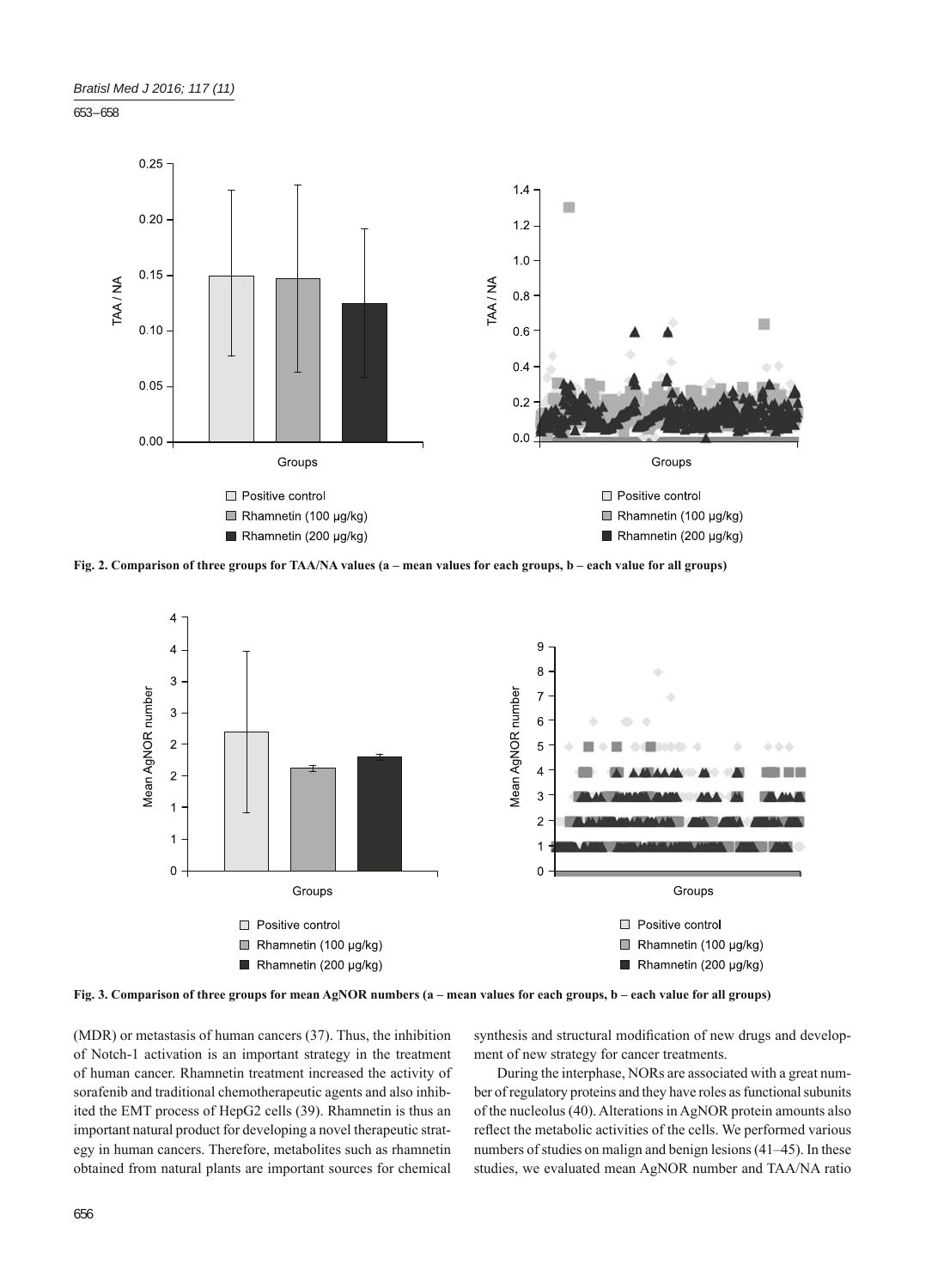Fig. 2. Comparison of three groups for TAA/NA values (a – mean values for each groups, b – each value for all groups)

Fig. 3. Comparison of three groups for mean AgNOR numbers (a – mean values for each groups, b – each value for all groups)

(MDR) or metastasis of human cancers (37). Thus, the inhibition of Notch-1 activation is an important strategy in the treatment of human cancer. Rhamnetin treatment increased the activity of sorafenib and traditional chemotherapeutic agents and also inhibited the EMT process of HepG2 cells (39). Rhamnetin is thus an important natural product for developing a novel therapeutic strategy in human cancers. Therefore, metabolites such as rhamnetin obtained from natural plants are important sources for chemical synthesis and structural modification of new drugs and development of new strategy for cancer treatments.

During the interphase, NORs are associated with a great number of regulatory proteins and they have roles as functional subunits of the nucleolus (40). Alterations in AgNOR protein amounts also reflect the metabolic activities of the cells. We performed various numbers of studies on malign and benign lesions (41–45). In these studies, we evaluated mean AgNOR number and TAA/NA ratio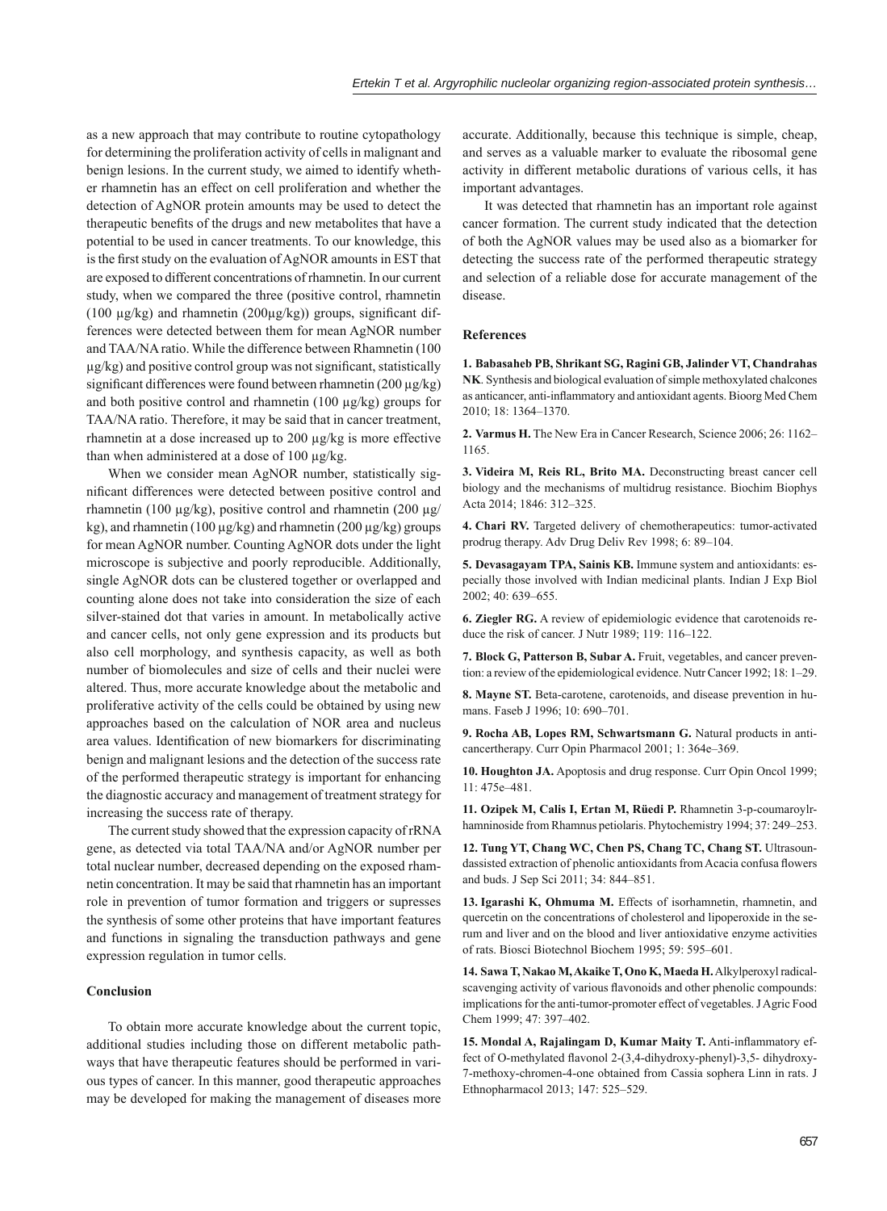as a new approach that may contribute to routine cytopathology for determining the proliferation activity of cells in malignant and benign lesions. In the current study, we aimed to identify whether rhamnetin has an effect on cell proliferation and whether the detection of AgNOR protein amounts may be used to detect the therapeutic benefits of the drugs and new metabolites that have a potential to be used in cancer treatments. To our knowledge, this is the first study on the evaluation of AgNOR amounts in EST that are exposed to different concentrations of rhamnetin. In our current study, when we compared the three (positive control, rhamnetin (100 µg/kg) and rhamnetin (200µg/kg)) groups, significant differences were detected between them for mean AgNOR number and TAA/NA ratio. While the difference between Rhamnetin (100 µg/kg) and positive control group was not significant, statistically significant differences were found between rhamnetin (200 µg/kg) and both positive control and rhamnetin (100 µg/kg) groups for TAA/NA ratio. Therefore, it may be said that in cancer treatment, rhamnetin at a dose increased up to 200 µg/kg is more effective than when administered at a dose of 100 µg/kg.

When we consider mean AgNOR number, statistically significant differences were detected between positive control and rhamnetin (100 µg/kg), positive control and rhamnetin (200 µg/kg), and rhamnetin (100 µg/kg) and rhamnetin (200 µg/kg) groups for mean AgNOR number. Counting AgNOR dots under the light microscope is subjective and poorly reproducible. Additionally, single AgNOR dots can be clustered together or overlapped and counting alone does not take into consideration the size of each silver-stained dot that varies in amount. In metabolically active and cancer cells, not only gene expression and its products but also cell morphology, and synthesis capacity, as well as both number of biomolecules and size of cells and their nuclei were altered. Thus, more accurate knowledge about the metabolic and proliferative activity of the cells could be obtained by using new approaches based on the calculation of NOR area and nucleus area values. Identification of new biomarkers for discriminating benign and malignant lesions and the detection of the success rate of the performed therapeutic strategy is important for enhancing the diagnostic accuracy and management of treatment strategy for increasing the success rate of therapy.

The current study showed that the expression capacity of rRNA gene, as detected via total TAA/NA and/or AgNOR number per total nuclear number, decreased depending on the exposed rhamnetin concentration. It may be said that rhamnetin has an important role in prevention of tumor formation and triggers or supresses the synthesis of some other proteins that have important features and functions in signaling the transduction pathways and gene expression regulation in tumor cells.

## Conclusion

To obtain more accurate knowledge about the current topic, additional studies including those on different metabolic pathways that have therapeutic features should be performed in various types of cancer. In this manner, good therapeutic approaches may be developed for making the management of diseases more accurate. Additionally, because this technique is simple, cheap, and serves as a valuable marker to evaluate the ribosomal gene activity in different metabolic durations of various cells, it has important advantages.

It was detected that rhamnetin has an important role against cancer formation. The current study indicated that the detection of both the AgNOR values may be used also as a biomarker for detecting the success rate of the performed therapeutic strategy and selection of a reliable dose for accurate management of the disease.

## References

**1. Babasaheb PB, Shrikant SG, Ragini GB, Jalinder VT, Chandrahas NK**. Synthesis and biological evaluation of simple methoxylated chalcones as anticancer, anti-inflammatory and antioxidant agents. Bioorg Med Chem 2010; 18: 1364–1370.

**2. Varmus H.** The New Era in Cancer Research, Science 2006; 26: 1162–1165.

**3. Videira M, Reis RL, Brito MA.** Deconstructing breast cancer cell biology and the mechanisms of multidrug resistance. Biochim Biophys Acta 2014; 1846: 312–325.

**4. Chari RV.** Targeted delivery of chemotherapeutics: tumor-activated prodrug therapy. Adv Drug Deliv Rev 1998; 6: 89–104.

**5. Devasagayam TPA, Sainis KB.** Immune system and antioxidants: especially those involved with Indian medicinal plants. Indian J Exp Biol 2002; 40: 639–655.

**6. Ziegler RG.** A review of epidemiologic evidence that carotenoids reduce the risk of cancer. J Nutr 1989; 119: 116–122.

**7. Block G, Patterson B, Subar A.** Fruit, vegetables, and cancer prevention: a review of the epidemiological evidence. Nutr Cancer 1992; 18: 1–29.

**8. Mayne ST.** Beta-carotene, carotenoids, and disease prevention in humans. Faseb J 1996; 10: 690–701.

**9. Rocha AB, Lopes RM, Schwartsmann G.** Natural products in anticancertherapy. Curr Opin Pharmacol 2001; 1: 364e–369.

**10. Houghton JA.** Apoptosis and drug response. Curr Opin Oncol 1999; 11: 475e–481.

**11. Ozipek M, Calis I, Ertan M, Rüedi P.** Rhamnetin 3-p-coumaroylrhamninoside from Rhamnus petiolaris. Phytochemistry 1994; 37: 249–253.

**12. Tung YT, Chang WC, Chen PS, Chang TC, Chang ST.** Ultrasoundassisted extraction of phenolic antioxidants from Acacia confusa flowers and buds. J Sep Sci 2011; 34: 844–851.

**13. Igarashi K, Ohmuma M.** Effects of isorhamnetin, rhamnetin, and quercetin on the concentrations of cholesterol and lipoperoxide in the serum and liver and on the blood and liver antioxidative enzyme activities of rats. Biosci Biotechnol Biochem 1995; 59: 595–601.

**14. Sawa T, Nakao M, Akaike T, Ono K, Maeda H.** Alkylperoxyl radicalscavenging activity of various flavonoids and other phenolic compounds: implications for the anti-tumor-promoter effect of vegetables. J Agric Food Chem 1999; 47: 397–402.

**15. Mondal A, Rajalingam D, Kumar Maity T.** Anti-inflammatory effect of O-methylated flavonol 2-(3,4-dihydroxy-phenyl)-3,5- dihydroxy-7-methoxy-chromen-4-one obtained from Cassia sophera Linn in rats. J Ethnopharmacol 2013; 147: 525–529.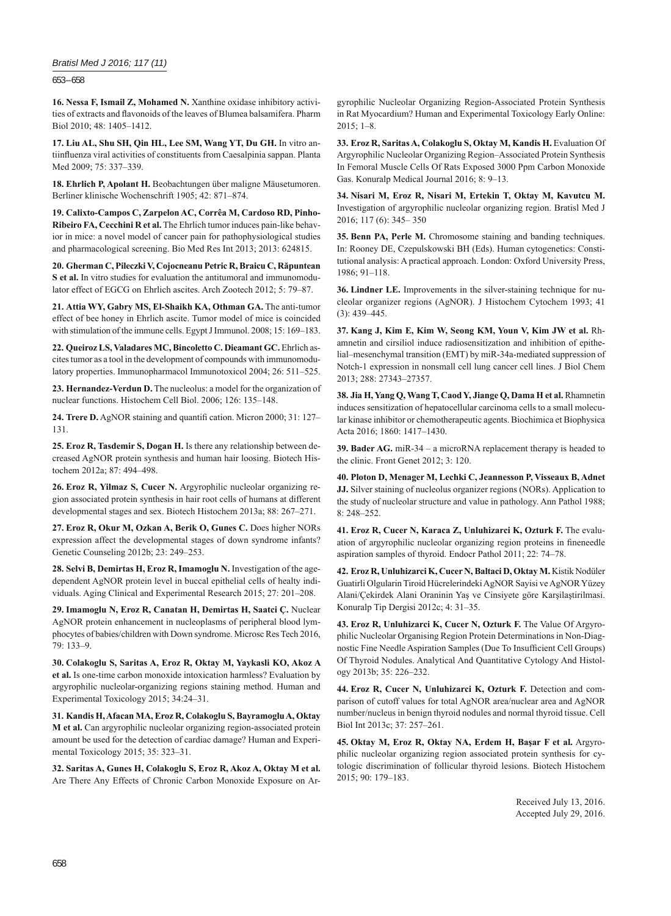**16. Nessa F, Ismail Z, Mohamed N.** Xanthine oxidase inhibitory activities of extracts and flavonoids of the leaves of Blumea balsamifera. Pharm Biol 2010; 48: 1405–1412.

**17. Liu AL, Shu SH, Qin HL, Lee SM, Wang YT, Du GH.** In vitro antiinfluenza viral activities of constituents from Caesalpinia sappan. Planta Med 2009; 75: 337–339.

**18. Ehrlich P, Apolant H.** Beobachtungen über maligne Mäusetumoren. Berliner klinische Wochenschrift 1905; 42: 871–874.

**19. Calixto-Campos C, Zarpelon AC, Corrêa M, Cardoso RD, Pinho-Ribeiro FA, Cecchini R et al.** The Ehrlich tumor induces pain-like behavior in mice: a novel model of cancer pain for pathophysiological studies and pharmacological screening. Bio Med Res Int 2013; 2013: 624815.

**20. Gherman C, Pileczki V, Cojocneanu Petric R, Braicu C, Răpuntean S et al.** In vitro studies for evaluation the antitumoral and immunomodulator effect of EGCG on Ehrlich ascites. Arch Zootech 2012; 5: 79–87.

**21. Attia WY, Gabry MS, El-Shaikh KA, Othman GA.** The anti-tumor effect of bee honey in Ehrlich ascite. Tumor model of mice is coincided with stimulation of the immune cells. Egypt J Immunol. 2008; 15: 169–183.

**22. Queiroz LS, Valadares MC, Bincoletto C. Dieamant GC.** Ehrlich ascites tumor as a tool in the development of compounds with immunomodulatory properties. Immunopharmacol Immunotoxicol 2004; 26: 511–525.

**23. Hernandez-Verdun D.** The nucleolus: a model for the organization of nuclear functions. Histochem Cell Biol. 2006; 126: 135–148.

**24. Trere D.** AgNOR staining and quantifi cation. Micron 2000; 31: 127–131.

**25. Eroz R, Tasdemir S, Dogan H.** Is there any relationship between decreased AgNOR protein synthesis and human hair loosing. Biotech Histochem 2012a; 87: 494–498.

**26. Eroz R, Yilmaz S, Cucer N.** Argyrophilic nucleolar organizing region associated protein synthesis in hair root cells of humans at different developmental stages and sex. Biotech Histochem 2013a; 88: 267–271.

**27. Eroz R, Okur M, Ozkan A, Berik O, Gunes C.** Does higher NORs expression affect the developmental stages of down syndrome infants? Genetic Counseling 2012b; 23: 249–253.

**28. Selvi B, Demirtas H, Eroz R, Imamoglu N.** Investigation of the age-dependent AgNOR protein level in buccal epithelial cells of healty individuals. Aging Clinical and Experimental Research 2015; 27: 201–208.

**29. Imamoglu N, Eroz R, Canatan H, Demirtas H, Saatci Ç.** Nuclear AgNOR protein enhancement in nucleoplasms of peripheral blood lymphocytes of babies/children with Down syndrome. Microsc Res Tech 2016, 79: 133–9.

**30. Colakoglu S, Saritas A, Eroz R, Oktay M, Yaykasli KO, Akoz A et al.** Is one-time carbon monoxide intoxication harmless? Evaluation by argyrophilic nucleolar-organizing regions staining method. Human and Experimental Toxicology 2015; 34:24–31.

**31. Kandis H, Afacan MA, Eroz R, Colakoglu S, Bayramoglu A, Oktay M et al.** Can argyrophilic nucleolar organizing region-associated protein amount be used for the detection of cardiac damage? Human and Experimental Toxicology 2015; 35: 323–31.

**32. Saritas A, Gunes H, Colakoglu S, Eroz R, Akoz A, Oktay M et al.** Are There Any Effects of Chronic Carbon Monoxide Exposure on Argyrophilic Nucleolar Organizing Region-Associated Protein Synthesis in Rat Myocardium? Human and Experimental Toxicology Early Online: 2015; 1–8.

**33. Eroz R, Saritas A, Colakoglu S, Oktay M, Kandis H.** Evaluation Of Argyrophilic Nucleolar Organizing Region–Associated Protein Synthesis In Femoral Muscle Cells Of Rats Exposed 3000 Ppm Carbon Monoxide Gas. Konuralp Medical Journal 2016; 8: 9–13.

**34. Nisari M, Eroz R, Nisari M, Ertekin T, Oktay M, Kavutcu M.** Investigation of argyrophilic nucleolar organizing region. Bratisl Med J 2016; 117 (6): 345– 350

**35. Benn PA, Perle M.** Chromosome staining and banding techniques. In: Rooney DE, Czepulskowski BH (Eds). Human cytogenetics: Constitutional analysis: A practical approach. London: Oxford University Press, 1986; 91–118.

**36. Lindner LE.** Improvements in the silver-staining technique for nucleolar organizer regions (AgNOR). J Histochem Cytochem 1993; 41 (3): 439–445.

**37. Kang J, Kim E, Kim W, Seong KM, Youn V, Kim JW et al.** Rhamnetin and cirsiliol induce radiosensitization and inhibition of epithelial–mesenchymal transition (EMT) by miR-34a-mediated suppression of Notch-1 expression in nonsmall cell lung cancer cell lines. J Biol Chem 2013; 288: 27343–27357.

**38. Jia H, Yang Q, Wang T, Caod Y, Jiange Q, Dama H et al.** Rhamnetin induces sensitization of hepatocellular carcinoma cells to a small molecular kinase inhibitor or chemotherapeutic agents. Biochimica et Biophysica Acta 2016; 1860: 1417–1430.

**39. Bader AG.** miR-34 – a microRNA replacement therapy is headed to the clinic. Front Genet 2012; 3: 120.

**40. Ploton D, Menager M, Lechki C, Jeannesson P, Visseaux B, Adnet JJ.** Silver staining of nucleolus organizer regions (NORs). Application to the study of nucleolar structure and value in pathology. Ann Pathol 1988; 8: 248–252.

**41. Eroz R, Cucer N, Karaca Z, Unluhizarci K, Ozturk F.** The evaluation of argyrophilic nucleolar organizing region proteins in fineneedle aspiration samples of thyroid. Endocr Pathol 2011; 22: 74–78.

**42. Eroz R, Unluhizarci K, Cucer N, Baltaci D, Oktay M.** Kistik Nodüler Guatirli Olgularin Tiroid Hücrelerindeki AgNOR Sayisi ve AgNOR Yüzey Alani/Çekirdek Alani Oraninin Yaş ve Cinsiyete göre Karşilaştirilmasi. Konuralp Tip Dergisi 2012c; 4: 31–35.

**43. Eroz R, Unluhizarci K, Cucer N, Ozturk F.** The Value Of Argyrophilic Nucleolar Organising Region Protein Determinations in Non-Diagnostic Fine Needle Aspiration Samples (Due To Insufficient Cell Groups) Of Thyroid Nodules. Analytical And Quantitative Cytology And Histology 2013b; 35: 226–232.

**44. Eroz R, Cucer N, Unluhizarci K, Ozturk F.** Detection and comparison of cutoff values for total AgNOR area/nuclear area and AgNOR number/nucleus in benign thyroid nodules and normal thyroid tissue. Cell Biol Int 2013c; 37: 257–261.

**45. Oktay M, Eroz R, Oktay NA, Erdem H, Başar F et al.** Argyrophilic nucleolar organizing region associated protein synthesis for cytologic discrimination of follicular thyroid lesions. Biotech Histochem 2015; 90: 179–183.

Received July 13, 2016.
Accepted July 29, 2016.